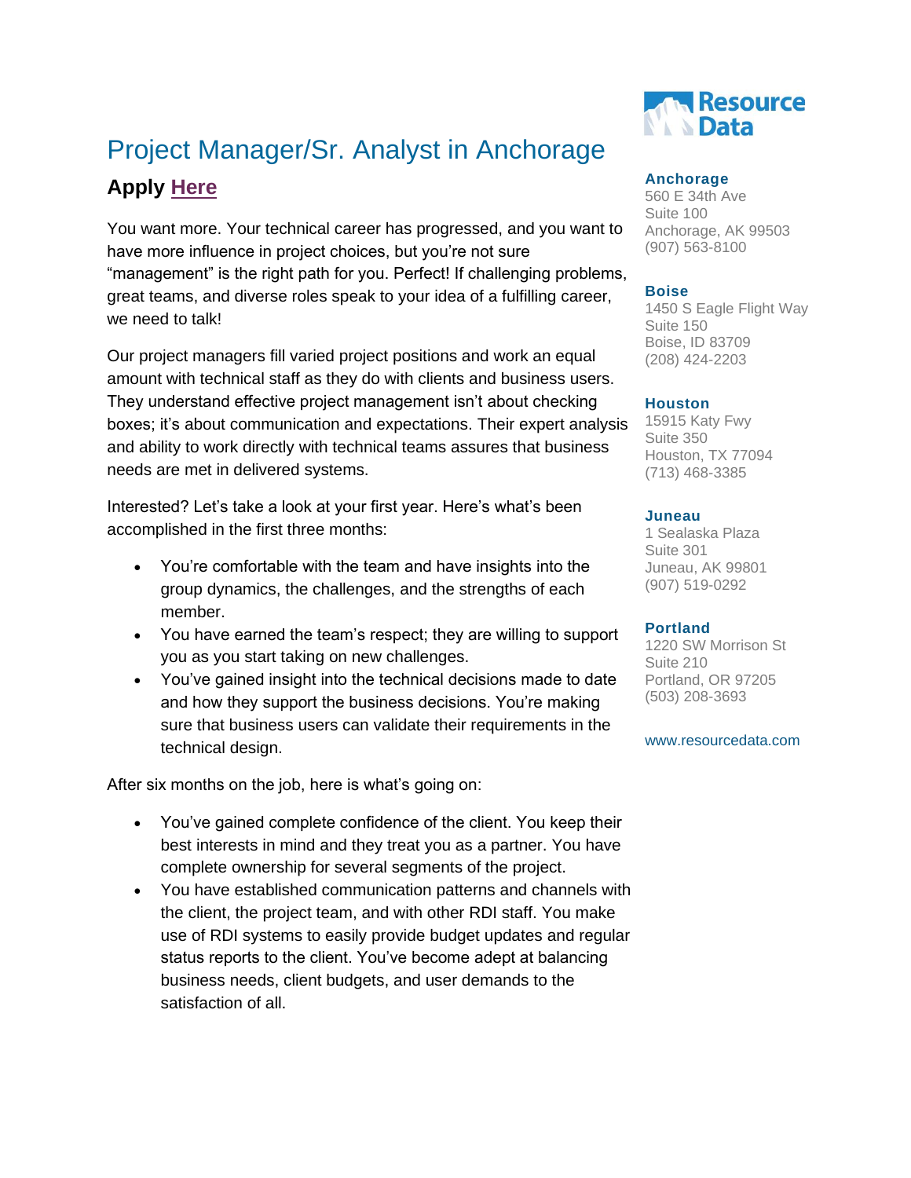# Project Manager/Sr. Analyst in Anchorage

## Apply Here

You want more. Your technical career has progressed, and you want to have more influence in project choices, but you're not sure "management" is the right path for you. Perfect! If challenging problems, great teams, and diverse roles speak to your idea of a fulfilling career, we need to talk!

Our project managers fill varied project positions and work an equal amount with technical staff as they do with clients and business users. They understand effective project management isn't about checking boxes; it's about communication and expectations. Their expert analysis and ability to work directly with technical teams assures that business needs are met in delivered systems.

Interested? Let's take a look at your first year. Here's what's been accomplished in the first three months:

- You're comfortable with the team and have insights into the group dynamics, the challenges, and the strengths of each member.
- You have earned the team's respect; they are willing to support you as you start taking on new challenges.
- You've gained insight into the technical decisions made to date and how they support the business decisions. You're making sure that business users can validate their requirements in the technical design.

After six months on the job, here is what's going on:

- You've gained complete confidence of the client. You keep their best interests in mind and they treat you as a partner. You have complete ownership for several segments of the project.
- You have established communication patterns and channels with the client, the project team, and with other RDI staff. You make use of RDI systems to easily provide budget updates and regular status reports to the client. You've become adept at balancing business needs, client budgets, and user demands to the satisfaction of all.

Resource Data

**Anchorage**
560 E 34th Ave
Suite 100
Anchorage, AK 99503
(907) 563-8100

**Boise**
1450 S Eagle Flight Way
Suite 150
Boise, ID 83709
(208) 424-2203

**Houston**
15915 Katy Fwy
Suite 350
Houston, TX 77094
(713) 468-3385

**Juneau**
1 Sealaska Plaza
Suite 301
Juneau, AK 99801
(907) 519-0292

**Portland**
1220 SW Morrison St
Suite 210
Portland, OR 97205
(503) 208-3693

www.resourcedata.com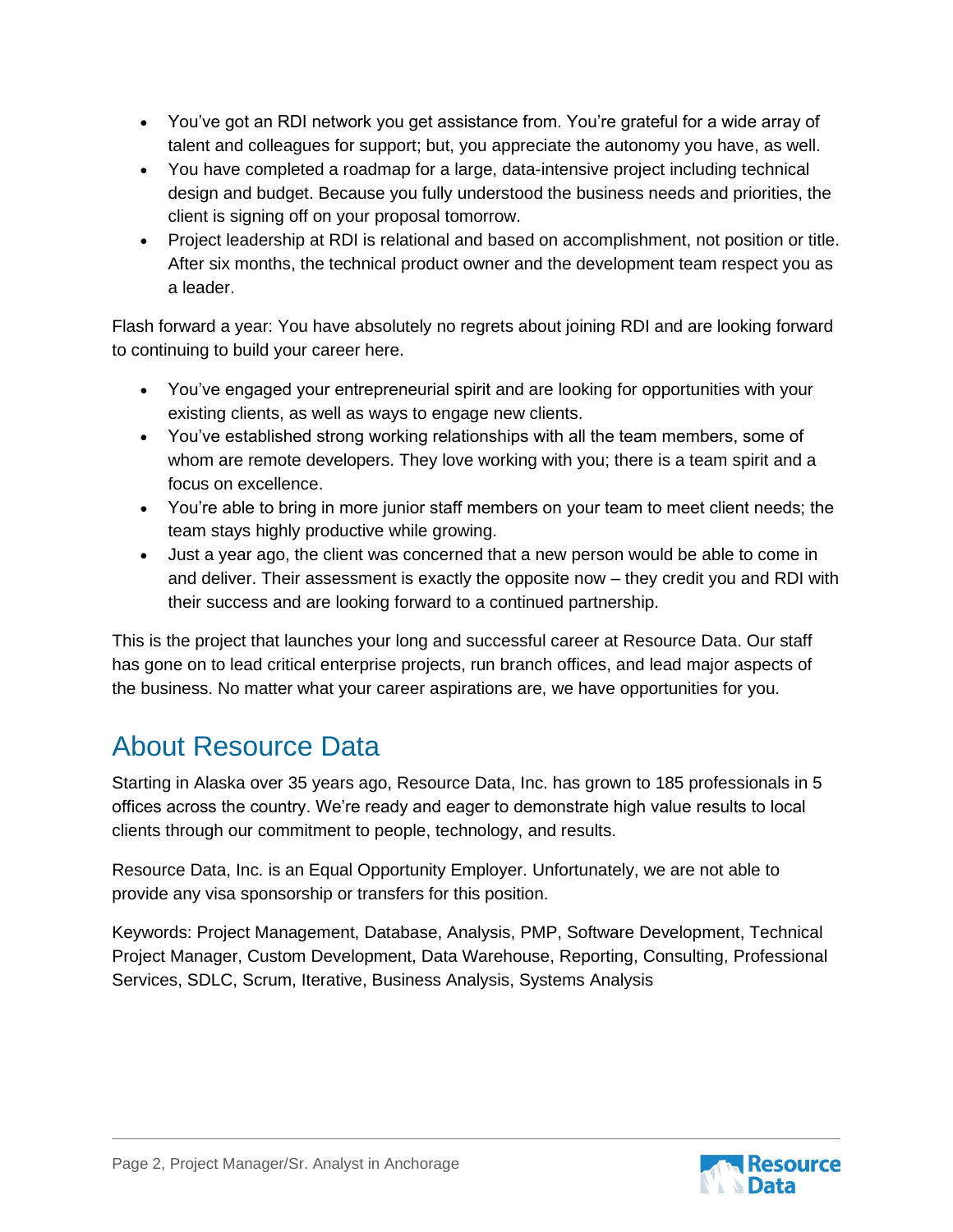- You've got an RDI network you get assistance from. You're grateful for a wide array of talent and colleagues for support; but, you appreciate the autonomy you have, as well.
- You have completed a roadmap for a large, data-intensive project including technical design and budget. Because you fully understood the business needs and priorities, the client is signing off on your proposal tomorrow.
- Project leadership at RDI is relational and based on accomplishment, not position or title. After six months, the technical product owner and the development team respect you as a leader.

Flash forward a year: You have absolutely no regrets about joining RDI and are looking forward to continuing to build your career here.

- You've engaged your entrepreneurial spirit and are looking for opportunities with your existing clients, as well as ways to engage new clients.
- You've established strong working relationships with all the team members, some of whom are remote developers. They love working with you; there is a team spirit and a focus on excellence.
- You're able to bring in more junior staff members on your team to meet client needs; the team stays highly productive while growing.
- Just a year ago, the client was concerned that a new person would be able to come in and deliver. Their assessment is exactly the opposite now – they credit you and RDI with their success and are looking forward to a continued partnership.

This is the project that launches your long and successful career at Resource Data. Our staff has gone on to lead critical enterprise projects, run branch offices, and lead major aspects of the business. No matter what your career aspirations are, we have opportunities for you.

## About Resource Data

Starting in Alaska over 35 years ago, Resource Data, Inc. has grown to 185 professionals in 5 offices across the country. We're ready and eager to demonstrate high value results to local clients through our commitment to people, technology, and results.

Resource Data, Inc. is an Equal Opportunity Employer. Unfortunately, we are not able to provide any visa sponsorship or transfers for this position.

Keywords: Project Management, Database, Analysis, PMP, Software Development, Technical Project Manager, Custom Development, Data Warehouse, Reporting, Consulting, Professional Services, SDLC, Scrum, Iterative, Business Analysis, Systems Analysis